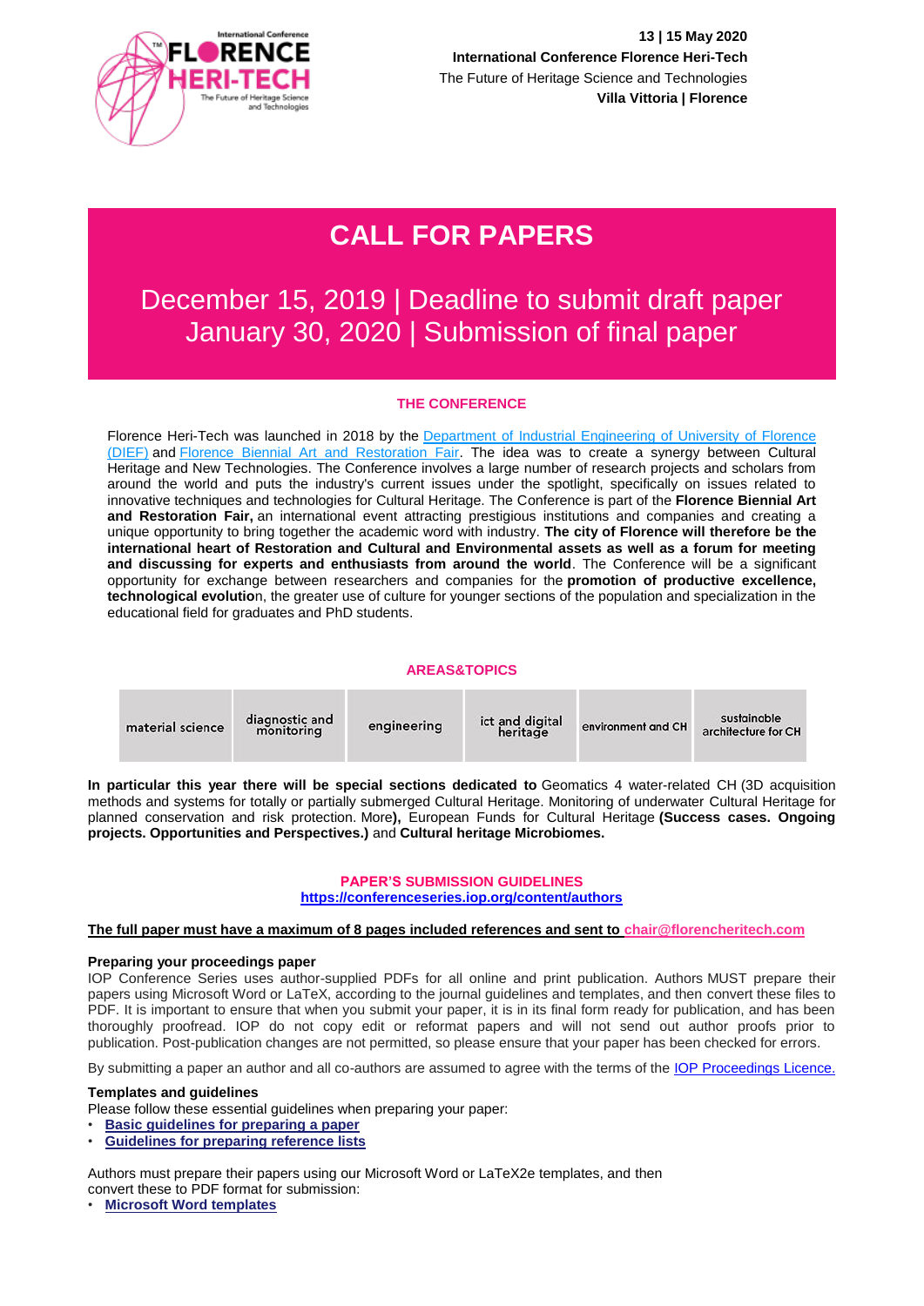**13 | 15 May 2020**
**International Conference Florence Heri-Tech**
The Future of Heritage Science and Technologies
**Villa Vittoria | Florence**

# CALL FOR PAPERS

## December 15, 2019 | Deadline to submit draft paper
## January 30, 2020 | Submission of final paper

### THE CONFERENCE

Florence Heri-Tech was launched in 2018 by the Department of Industrial Engineering of University of Florence (DIEF) and Florence Biennial Art and Restoration Fair. The idea was to create a synergy between Cultural Heritage and New Technologies. The Conference involves a large number of research projects and scholars from around the world and puts the industry's current issues under the spotlight, specifically on issues related to innovative techniques and technologies for Cultural Heritage. The Conference is part of the **Florence Biennial Art and Restoration Fair,** an international event attracting prestigious institutions and companies and creating a unique opportunity to bring together the academic word with industry. **The city of Florence will therefore be the international heart of Restoration and Cultural and Environmental assets as well as a forum for meeting and discussing for experts and enthusiasts from around the world**. The Conference will be a significant opportunity for exchange between researchers and companies for the **promotion of productive excellence, technological evolutio**n, the greater use of culture for younger sections of the population and specialization in the educational field for graduates and PhD students.

### AREAS&TOPICS

| material science | diagnostic and monitoring | engineering | ict and digital heritage | environment and CH | sustainable architecture for CH |
|---|---|---|---|---|---|

**In particular this year there will be special sections dedicated to** Geomatics 4 water-related CH (3D acquisition methods and systems for totally or partially submerged Cultural Heritage. Monitoring of underwater Cultural Heritage for planned conservation and risk protection. More**),** European Funds for Cultural Heritage **(Success cases. Ongoing projects. Opportunities and Perspectives.)** and **Cultural heritage Microbiomes.**

### PAPER'S SUBMISSION GUIDELINES

**https://conferenceseries.iop.org/content/authors**

**The full paper must have a maximum of 8 pages included references and sent to chair@florencheritech.com**

**Preparing your proceedings paper**
IOP Conference Series uses author-supplied PDFs for all online and print publication. Authors MUST prepare their papers using Microsoft Word or LaTeX, according to the journal guidelines and templates, and then convert these files to PDF. It is important to ensure that when you submit your paper, it is in its final form ready for publication, and has been thoroughly proofread. IOP do not copy edit or reformat papers and will not send out author proofs prior to publication. Post-publication changes are not permitted, so please ensure that your paper has been checked for errors.

By submitting a paper an author and all co-authors are assumed to agree with the terms of the IOP Proceedings Licence.

**Templates and guidelines**
Please follow these essential guidelines when preparing your paper:
- **Basic guidelines for preparing a paper**
- **Guidelines for preparing reference lists**

Authors must prepare their papers using our Microsoft Word or LaTeX2e templates, and then convert these to PDF format for submission:
- **Microsoft Word templates**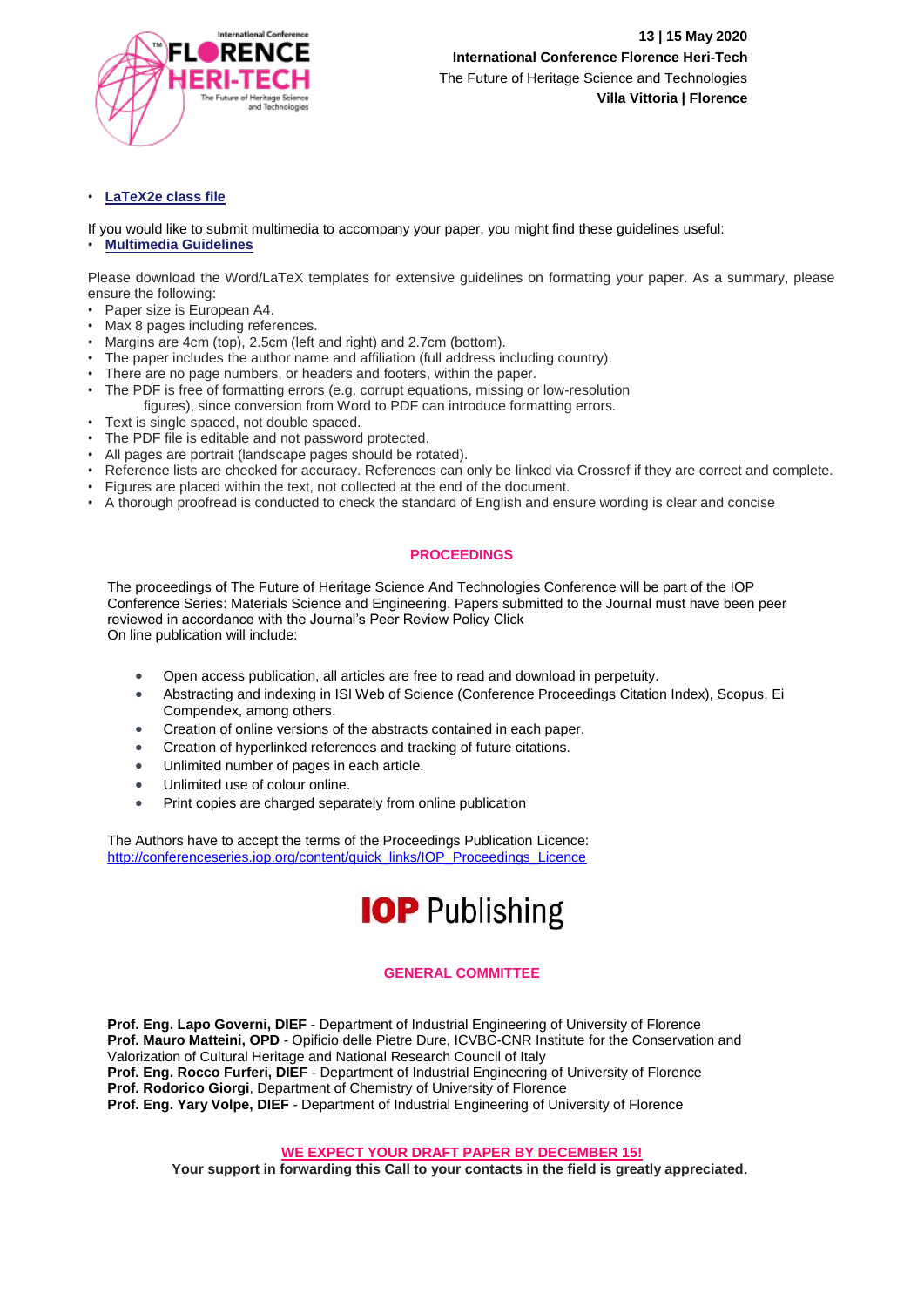13 | 15 May 2020
**International Conference Florence Heri-Tech**
The Future of Heritage Science and Technologies
**Villa Vittoria | Florence**

- **LaTeX2e class file**

If you would like to submit multimedia to accompany your paper, you might find these guidelines useful:

- **Multimedia Guidelines**

Please download the Word/LaTeX templates for extensive guidelines on formatting your paper. As a summary, please ensure the following:

- Paper size is European A4.
- Max 8 pages including references.
- Margins are 4cm (top), 2.5cm (left and right) and 2.7cm (bottom).
- The paper includes the author name and affiliation (full address including country).
- There are no page numbers, or headers and footers, within the paper.
- The PDF is free of formatting errors (e.g. corrupt equations, missing or low-resolution figures), since conversion from Word to PDF can introduce formatting errors.
- Text is single spaced, not double spaced.
- The PDF file is editable and not password protected.
- All pages are portrait (landscape pages should be rotated).
- Reference lists are checked for accuracy. References can only be linked via Crossref if they are correct and complete.
- Figures are placed within the text, not collected at the end of the document.
- A thorough proofread is conducted to check the standard of English and ensure wording is clear and concise

## PROCEEDINGS

The proceedings of The Future of Heritage Science And Technologies Conference will be part of the IOP Conference Series: Materials Science and Engineering. Papers submitted to the Journal must have been peer reviewed in accordance with the Journal's Peer Review Policy Click
On line publication will include:

- Open access publication, all articles are free to read and download in perpetuity.
- Abstracting and indexing in ISI Web of Science (Conference Proceedings Citation Index), Scopus, Ei Compendex, among others.
- Creation of online versions of the abstracts contained in each paper.
- Creation of hyperlinked references and tracking of future citations.
- Unlimited number of pages in each article.
- Unlimited use of colour online.
- Print copies are charged separately from online publication

The Authors have to accept the terms of the Proceedings Publication Licence:
http://conferenceseries.iop.org/content/quick_links/IOP_Proceedings_Licence

**IOP** Publishing

## GENERAL COMMITTEE

**Prof. Eng. Lapo Governi, DIEF** - Department of Industrial Engineering of University of Florence
**Prof. Mauro Matteini, OPD** - Opificio delle Pietre Dure, ICVBC-CNR Institute for the Conservation and Valorization of Cultural Heritage and National Research Council of Italy
**Prof. Eng. Rocco Furferi, DIEF** - Department of Industrial Engineering of University of Florence
**Prof. Rodorico Giorgi**, Department of Chemistry of University of Florence
**Prof. Eng. Yary Volpe, DIEF** - Department of Industrial Engineering of University of Florence

**WE EXPECT YOUR DRAFT PAPER BY DECEMBER 15!**
**Your support in forwarding this Call to your contacts in the field is greatly appreciated**.